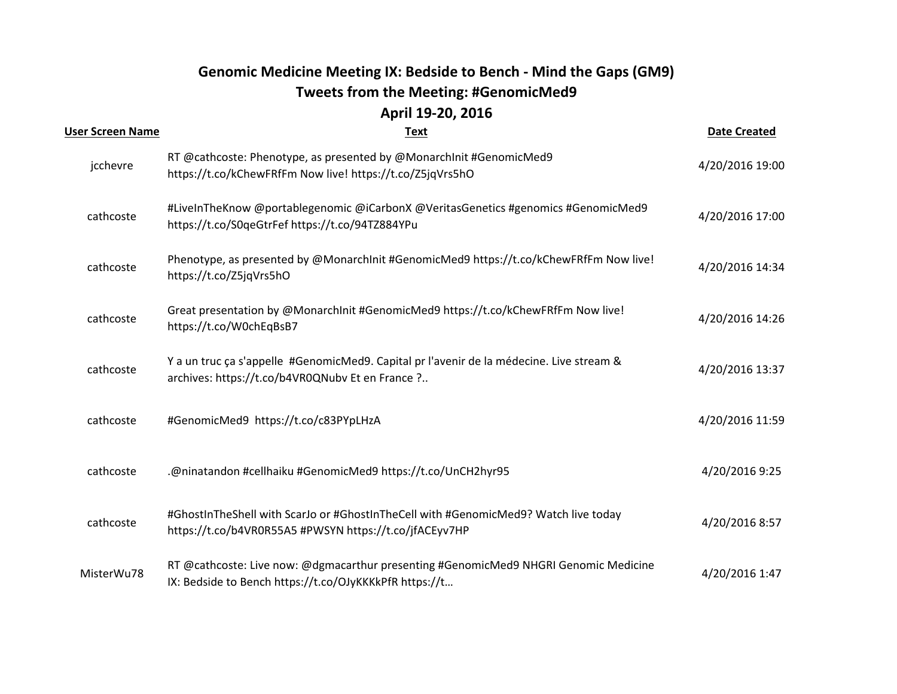# Genomic Medicine Meeting IX: Bedside to Bench - Mind the Gaps (GM9)

## Tweets from the Meeting: #GenomicMed9

## April 19-20, 2016

| User Screen Name | Text | Date Created |
| --- | --- | --- |
| jcchevre | RT @cathcoste: Phenotype, as presented by @MonarchInit #GenomicMed9 https://t.co/kChewFRfFm Now live! https://t.co/Z5jqVrs5hO | 4/20/2016 19:00 |
| cathcoste | #LiveInTheKnow @portablegenomic @iCarbonX @VeritasGenetics #genomics #GenomicMed9 https://t.co/S0qeGtrFef https://t.co/94TZ884YPu | 4/20/2016 17:00 |
| cathcoste | Phenotype, as presented by @MonarchInit #GenomicMed9 https://t.co/kChewFRfFm Now live! https://t.co/Z5jqVrs5hO | 4/20/2016 14:34 |
| cathcoste | Great presentation by @MonarchInit #GenomicMed9 https://t.co/kChewFRfFm Now live! https://t.co/W0chEqBsB7 | 4/20/2016 14:26 |
| cathcoste | Y a un truc ça s'appelle #GenomicMed9. Capital pr l'avenir de la médecine. Live stream & archives: https://t.co/b4VR0QNubv Et en France ?.. | 4/20/2016 13:37 |
| cathcoste | #GenomicMed9 https://t.co/c83PYpLHzA | 4/20/2016 11:59 |
| cathcoste | .@ninatandon #cellhaiku #GenomicMed9 https://t.co/UnCH2hyr95 | 4/20/2016 9:25 |
| cathcoste | #GhostInTheShell with ScarJo or #GhostInTheCell with #GenomicMed9? Watch live today https://t.co/b4VR0R55A5 #PWSYN https://t.co/jfACEyv7HP | 4/20/2016 8:57 |
| MisterWu78 | RT @cathcoste: Live now: @dgmacarthur presenting #GenomicMed9 NHGRI Genomic Medicine IX: Bedside to Bench https://t.co/OJyKKKkPfR https://t… | 4/20/2016 1:47 |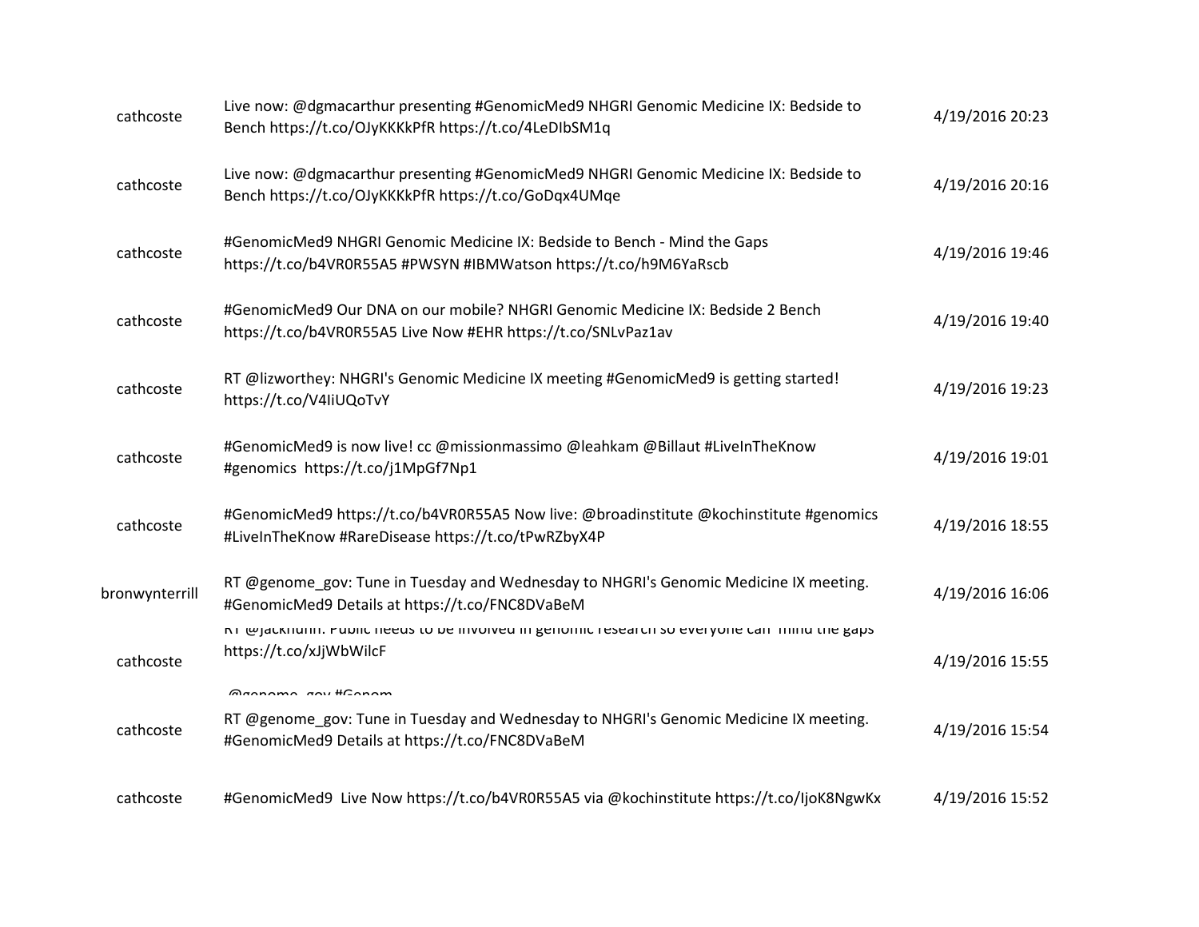| | | |
|---|---|---|
| cathcoste | Live now: @dgmacarthur presenting #GenomicMed9 NHGRI Genomic Medicine IX: Bedside to Bench https://t.co/OJyKKKkPfR https://t.co/4LeDIbSM1q | 4/19/2016 20:23 |
| cathcoste | Live now: @dgmacarthur presenting #GenomicMed9 NHGRI Genomic Medicine IX: Bedside to Bench https://t.co/OJyKKKkPfR https://t.co/GoDqx4UMqe | 4/19/2016 20:16 |
| cathcoste | #GenomicMed9 NHGRI Genomic Medicine IX: Bedside to Bench - Mind the Gaps https://t.co/b4VR0R55A5 #PWSYN #IBMWatson https://t.co/h9M6YaRscb | 4/19/2016 19:46 |
| cathcoste | #GenomicMed9 Our DNA on our mobile? NHGRI Genomic Medicine IX: Bedside 2 Bench https://t.co/b4VR0R55A5 Live Now #EHR https://t.co/SNLvPaz1av | 4/19/2016 19:40 |
| cathcoste | RT @lizworthey: NHGRI's Genomic Medicine IX meeting #GenomicMed9 is getting started! https://t.co/V4IiUQoTvY | 4/19/2016 19:23 |
| cathcoste | #GenomicMed9 is now live! cc @missionmassimo @leahkam @Billaut #LiveInTheKnow #genomics https://t.co/j1MpGf7Np1 | 4/19/2016 19:01 |
| cathcoste | #GenomicMed9 https://t.co/b4VR0R55A5 Now live: @broadinstitute @kochinstitute #genomics #LiveInTheKnow #RareDisease https://t.co/tPwRZbyX4P | 4/19/2016 18:55 |
| bronwynterrill | RT @genome_gov: Tune in Tuesday and Wednesday to NHGRI's Genomic Medicine IX meeting. #GenomicMed9 Details at https://t.co/FNC8DVaBeM | 4/19/2016 16:06 |
| cathcoste | RT @jackhunh: Public needs to be involved in genomic research so everyone can "mind the gaps" https://t.co/xJjWbWilcF @genome_gov #Genom | 4/19/2016 15:55 |
| cathcoste | RT @genome_gov: Tune in Tuesday and Wednesday to NHGRI's Genomic Medicine IX meeting. #GenomicMed9 Details at https://t.co/FNC8DVaBeM | 4/19/2016 15:54 |
| cathcoste | #GenomicMed9 Live Now https://t.co/b4VR0R55A5 via @kochinstitute https://t.co/IjoK8NgwKx | 4/19/2016 15:52 |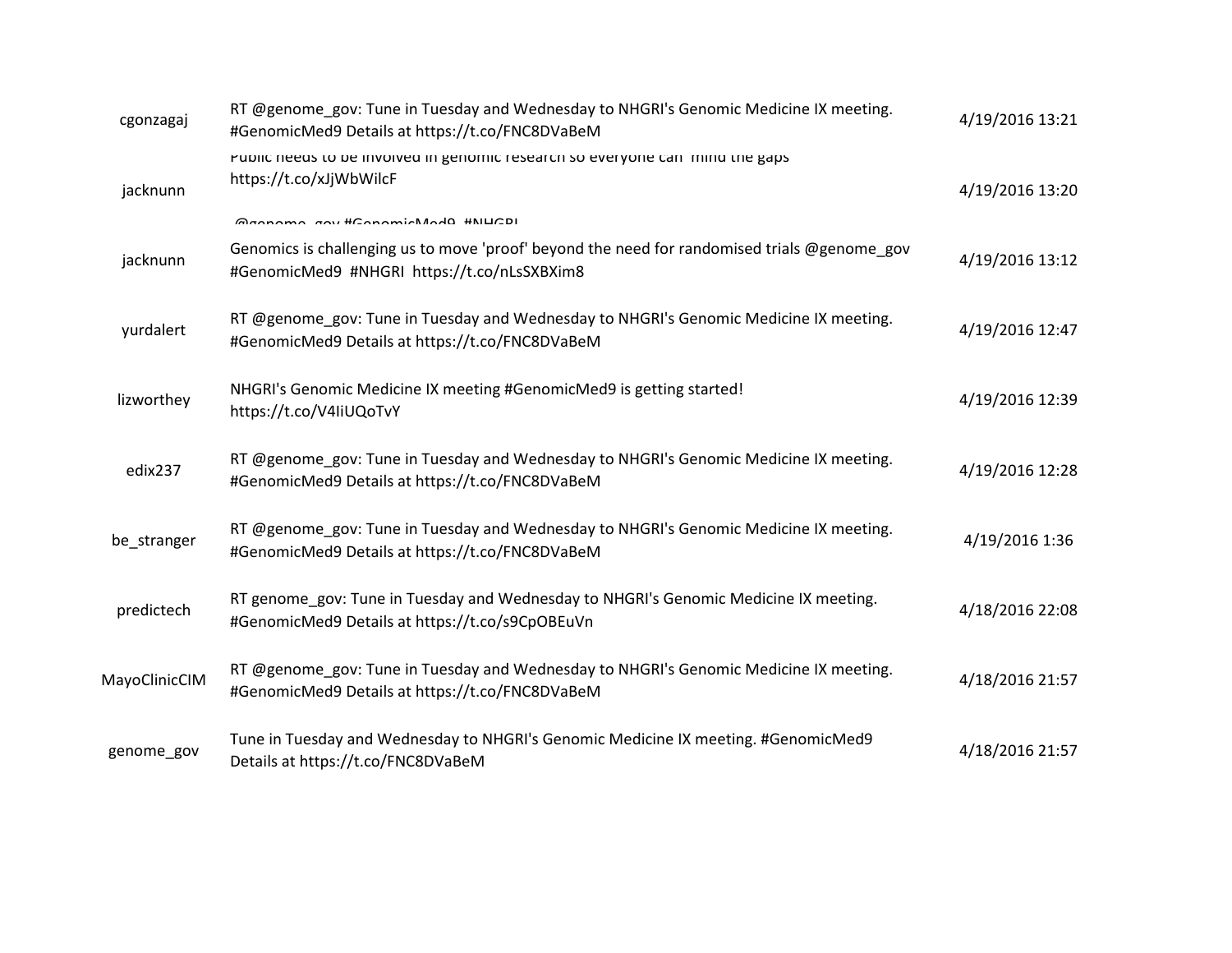| | | |
|---|---|---|
| cgonzagaj | RT @genome_gov: Tune in Tuesday and Wednesday to NHGRI's Genomic Medicine IX meeting. #GenomicMed9 Details at https://t.co/FNC8DVaBeM | 4/19/2016 13:21 |
| jacknunn | Public needs to be involved in genomic research so everyone can 'mind the gaps' https://t.co/xJjWbWilcF @genome_gov #GenomicMed9 #NHGRI | 4/19/2016 13:20 |
| jacknunn | Genomics is challenging us to move 'proof' beyond the need for randomised trials @genome_gov #GenomicMed9 #NHGRI https://t.co/nLsSXBXim8 | 4/19/2016 13:12 |
| yurdalert | RT @genome_gov: Tune in Tuesday and Wednesday to NHGRI's Genomic Medicine IX meeting. #GenomicMed9 Details at https://t.co/FNC8DVaBeM | 4/19/2016 12:47 |
| lizworthey | NHGRI's Genomic Medicine IX meeting #GenomicMed9 is getting started! https://t.co/V4IiUQoTvY | 4/19/2016 12:39 |
| edix237 | RT @genome_gov: Tune in Tuesday and Wednesday to NHGRI's Genomic Medicine IX meeting. #GenomicMed9 Details at https://t.co/FNC8DVaBeM | 4/19/2016 12:28 |
| be_stranger | RT @genome_gov: Tune in Tuesday and Wednesday to NHGRI's Genomic Medicine IX meeting. #GenomicMed9 Details at https://t.co/FNC8DVaBeM | 4/19/2016 1:36 |
| predictech | RT genome_gov: Tune in Tuesday and Wednesday to NHGRI's Genomic Medicine IX meeting. #GenomicMed9 Details at https://t.co/s9CpOBEuVn | 4/18/2016 22:08 |
| MayoClinicCIM | RT @genome_gov: Tune in Tuesday and Wednesday to NHGRI's Genomic Medicine IX meeting. #GenomicMed9 Details at https://t.co/FNC8DVaBeM | 4/18/2016 21:57 |
| genome_gov | Tune in Tuesday and Wednesday to NHGRI's Genomic Medicine IX meeting. #GenomicMed9 Details at https://t.co/FNC8DVaBeM | 4/18/2016 21:57 |